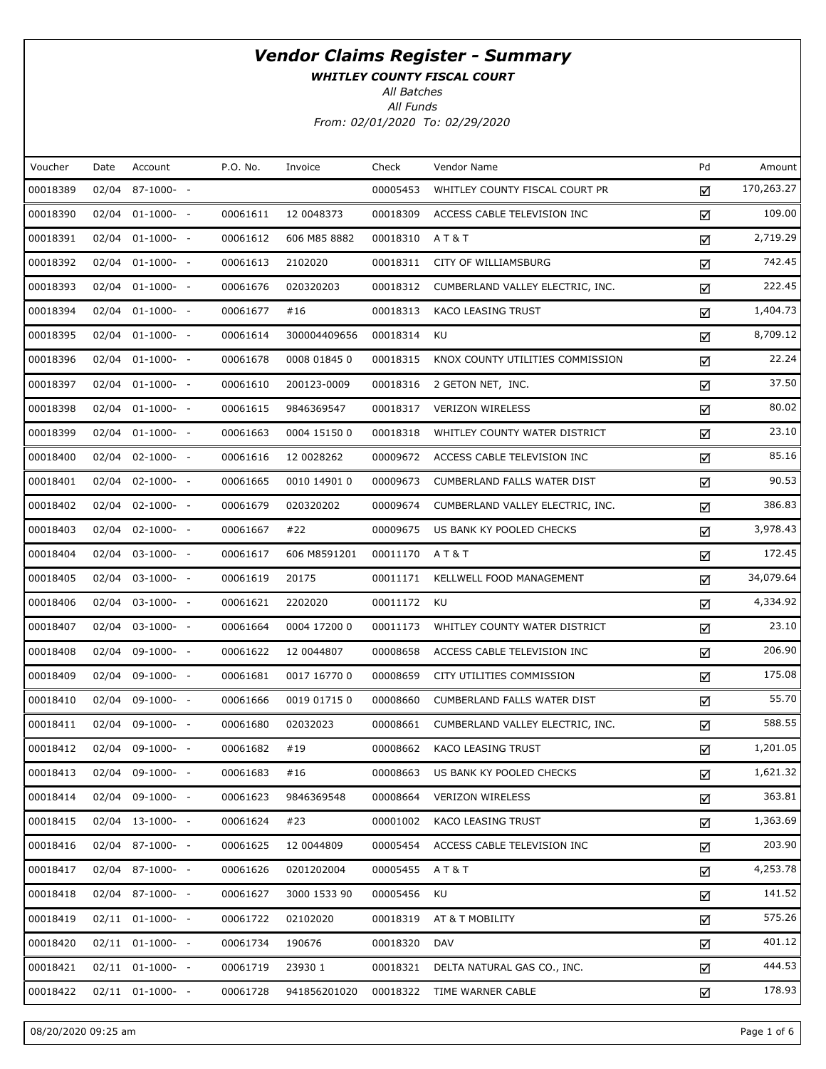# *Vendor Claims Register - Summary*

***WHITLEY COUNTY FISCAL COURT***

*All Batches*

*All Funds*

*From: 02/01/2020 To: 02/29/2020*

| Voucher | Date | Account | P.O. No. | Invoice | Check | Vendor Name | Pd | Amount |
|---|---|---|---|---|---|---|---|---|
| 00018389 | 02/04 | 87-1000- - | | | 00005453 | WHITLEY COUNTY FISCAL COURT PR | ☑ | 170,263.27 |
| 00018390 | 02/04 | 01-1000- - | 00061611 | 12 0048373 | 00018309 | ACCESS CABLE TELEVISION INC | ☑ | 109.00 |
| 00018391 | 02/04 | 01-1000- - | 00061612 | 606 M85 8882 | 00018310 | A T & T | ☑ | 2,719.29 |
| 00018392 | 02/04 | 01-1000- - | 00061613 | 2102020 | 00018311 | CITY OF WILLIAMSBURG | ☑ | 742.45 |
| 00018393 | 02/04 | 01-1000- - | 00061676 | 020320203 | 00018312 | CUMBERLAND VALLEY ELECTRIC, INC. | ☑ | 222.45 |
| 00018394 | 02/04 | 01-1000- - | 00061677 | #16 | 00018313 | KACO LEASING TRUST | ☑ | 1,404.73 |
| 00018395 | 02/04 | 01-1000- - | 00061614 | 300004409656 | 00018314 | KU | ☑ | 8,709.12 |
| 00018396 | 02/04 | 01-1000- - | 00061678 | 0008 01845 0 | 00018315 | KNOX COUNTY UTILITIES COMMISSION | ☑ | 22.24 |
| 00018397 | 02/04 | 01-1000- - | 00061610 | 200123-0009 | 00018316 | 2 GETON NET, INC. | ☑ | 37.50 |
| 00018398 | 02/04 | 01-1000- - | 00061615 | 9846369547 | 00018317 | VERIZON WIRELESS | ☑ | 80.02 |
| 00018399 | 02/04 | 01-1000- - | 00061663 | 0004 15150 0 | 00018318 | WHITLEY COUNTY WATER DISTRICT | ☑ | 23.10 |
| 00018400 | 02/04 | 02-1000- - | 00061616 | 12 0028262 | 00009672 | ACCESS CABLE TELEVISION INC | ☑ | 85.16 |
| 00018401 | 02/04 | 02-1000- - | 00061665 | 0010 14901 0 | 00009673 | CUMBERLAND FALLS WATER DIST | ☑ | 90.53 |
| 00018402 | 02/04 | 02-1000- - | 00061679 | 020320202 | 00009674 | CUMBERLAND VALLEY ELECTRIC, INC. | ☑ | 386.83 |
| 00018403 | 02/04 | 02-1000- - | 00061667 | #22 | 00009675 | US BANK KY POOLED CHECKS | ☑ | 3,978.43 |
| 00018404 | 02/04 | 03-1000- - | 00061617 | 606 M8591201 | 00011170 | A T & T | ☑ | 172.45 |
| 00018405 | 02/04 | 03-1000- - | 00061619 | 20175 | 00011171 | KELLWELL FOOD MANAGEMENT | ☑ | 34,079.64 |
| 00018406 | 02/04 | 03-1000- - | 00061621 | 2202020 | 00011172 | KU | ☑ | 4,334.92 |
| 00018407 | 02/04 | 03-1000- - | 00061664 | 0004 17200 0 | 00011173 | WHITLEY COUNTY WATER DISTRICT | ☑ | 23.10 |
| 00018408 | 02/04 | 09-1000- - | 00061622 | 12 0044807 | 00008658 | ACCESS CABLE TELEVISION INC | ☑ | 206.90 |
| 00018409 | 02/04 | 09-1000- - | 00061681 | 0017 16770 0 | 00008659 | CITY UTILITIES COMMISSION | ☑ | 175.08 |
| 00018410 | 02/04 | 09-1000- - | 00061666 | 0019 01715 0 | 00008660 | CUMBERLAND FALLS WATER DIST | ☑ | 55.70 |
| 00018411 | 02/04 | 09-1000- - | 00061680 | 02032023 | 00008661 | CUMBERLAND VALLEY ELECTRIC, INC. | ☑ | 588.55 |
| 00018412 | 02/04 | 09-1000- - | 00061682 | #19 | 00008662 | KACO LEASING TRUST | ☑ | 1,201.05 |
| 00018413 | 02/04 | 09-1000- - | 00061683 | #16 | 00008663 | US BANK KY POOLED CHECKS | ☑ | 1,621.32 |
| 00018414 | 02/04 | 09-1000- - | 00061623 | 9846369548 | 00008664 | VERIZON WIRELESS | ☑ | 363.81 |
| 00018415 | 02/04 | 13-1000- - | 00061624 | #23 | 00001002 | KACO LEASING TRUST | ☑ | 1,363.69 |
| 00018416 | 02/04 | 87-1000- - | 00061625 | 12 0044809 | 00005454 | ACCESS CABLE TELEVISION INC | ☑ | 203.90 |
| 00018417 | 02/04 | 87-1000- - | 00061626 | 0201202004 | 00005455 | A T & T | ☑ | 4,253.78 |
| 00018418 | 02/04 | 87-1000- - | 00061627 | 3000 1533 90 | 00005456 | KU | ☑ | 141.52 |
| 00018419 | 02/11 | 01-1000- - | 00061722 | 02102020 | 00018319 | AT & T MOBILITY | ☑ | 575.26 |
| 00018420 | 02/11 | 01-1000- - | 00061734 | 190676 | 00018320 | DAV | ☑ | 401.12 |
| 00018421 | 02/11 | 01-1000- - | 00061719 | 23930 1 | 00018321 | DELTA NATURAL GAS CO., INC. | ☑ | 444.53 |
| 00018422 | 02/11 | 01-1000- - | 00061728 | 941856201020 | 00018322 | TIME WARNER CABLE | ☑ | 178.93 |

08/20/2020 09:25 am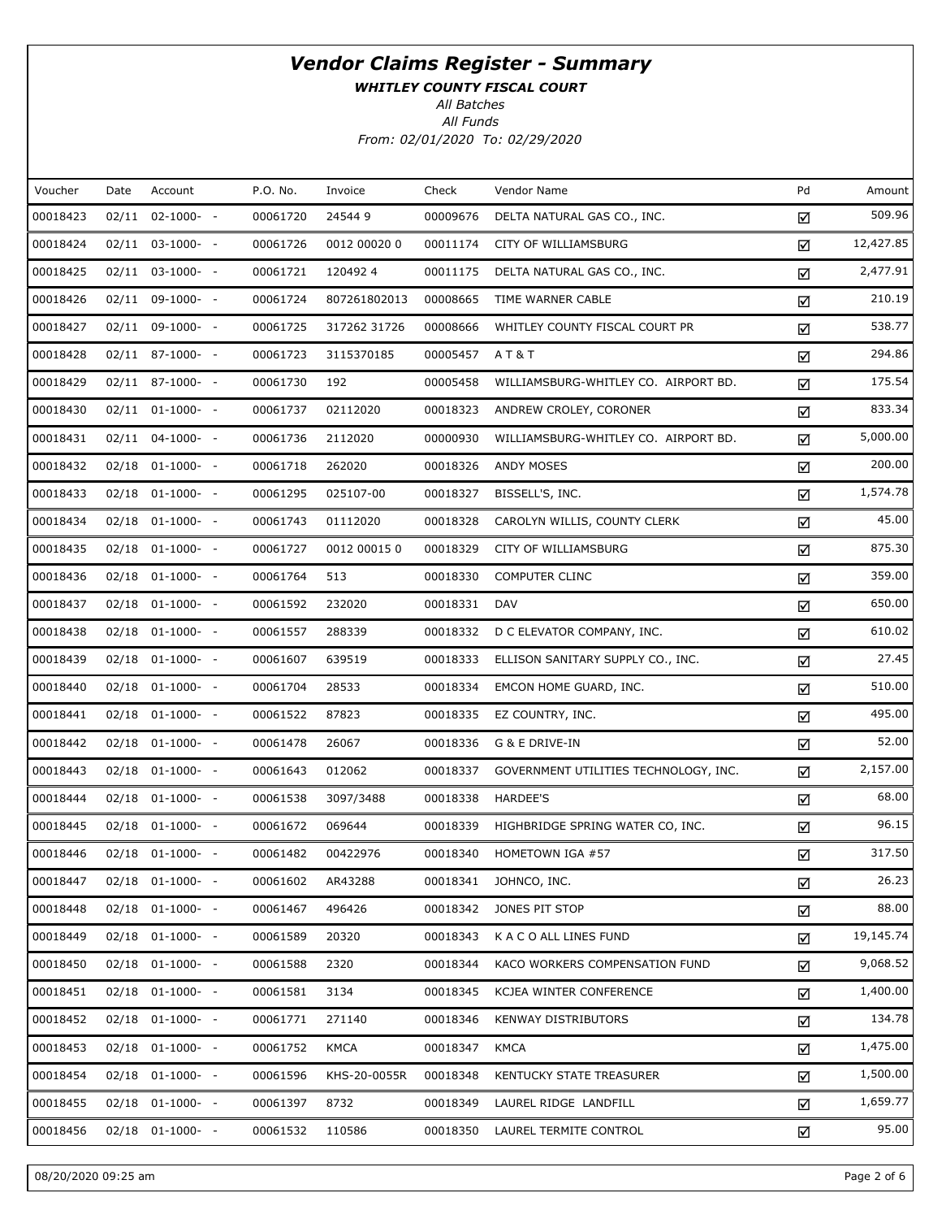# Vendor Claims Register - Summary

***WHITLEY COUNTY FISCAL COURT***

*All Batches*

*All Funds*

*From: 02/01/2020 To: 02/29/2020*

| Voucher | Date | Account | P.O. No. | Invoice | Check | Vendor Name | Pd | Amount |
|---|---|---|---|---|---|---|---|---|
| 00018423 | 02/11 | 02-1000- - | 00061720 | 24544 9 | 00009676 | DELTA NATURAL GAS CO., INC. | ☑ | 509.96 |
| 00018424 | 02/11 | 03-1000- - | 00061726 | 0012 00020 0 | 00011174 | CITY OF WILLIAMSBURG | ☑ | 12,427.85 |
| 00018425 | 02/11 | 03-1000- - | 00061721 | 120492 4 | 00011175 | DELTA NATURAL GAS CO., INC. | ☑ | 2,477.91 |
| 00018426 | 02/11 | 09-1000- - | 00061724 | 807261802013 | 00008665 | TIME WARNER CABLE | ☑ | 210.19 |
| 00018427 | 02/11 | 09-1000- - | 00061725 | 317262 31726 | 00008666 | WHITLEY COUNTY FISCAL COURT PR | ☑ | 538.77 |
| 00018428 | 02/11 | 87-1000- - | 00061723 | 3115370185 | 00005457 | A T & T | ☑ | 294.86 |
| 00018429 | 02/11 | 87-1000- - | 00061730 | 192 | 00005458 | WILLIAMSBURG-WHITLEY CO. AIRPORT BD. | ☑ | 175.54 |
| 00018430 | 02/11 | 01-1000- - | 00061737 | 02112020 | 00018323 | ANDREW CROLEY, CORONER | ☑ | 833.34 |
| 00018431 | 02/11 | 04-1000- - | 00061736 | 2112020 | 00000930 | WILLIAMSBURG-WHITLEY CO. AIRPORT BD. | ☑ | 5,000.00 |
| 00018432 | 02/18 | 01-1000- - | 00061718 | 262020 | 00018326 | ANDY MOSES | ☑ | 200.00 |
| 00018433 | 02/18 | 01-1000- - | 00061295 | 025107-00 | 00018327 | BISSELL'S, INC. | ☑ | 1,574.78 |
| 00018434 | 02/18 | 01-1000- - | 00061743 | 01112020 | 00018328 | CAROLYN WILLIS, COUNTY CLERK | ☑ | 45.00 |
| 00018435 | 02/18 | 01-1000- - | 00061727 | 0012 00015 0 | 00018329 | CITY OF WILLIAMSBURG | ☑ | 875.30 |
| 00018436 | 02/18 | 01-1000- - | 00061764 | 513 | 00018330 | COMPUTER CLINC | ☑ | 359.00 |
| 00018437 | 02/18 | 01-1000- - | 00061592 | 232020 | 00018331 | DAV | ☑ | 650.00 |
| 00018438 | 02/18 | 01-1000- - | 00061557 | 288339 | 00018332 | D C ELEVATOR COMPANY, INC. | ☑ | 610.02 |
| 00018439 | 02/18 | 01-1000- - | 00061607 | 639519 | 00018333 | ELLISON SANITARY SUPPLY CO., INC. | ☑ | 27.45 |
| 00018440 | 02/18 | 01-1000- - | 00061704 | 28533 | 00018334 | EMCON HOME GUARD, INC. | ☑ | 510.00 |
| 00018441 | 02/18 | 01-1000- - | 00061522 | 87823 | 00018335 | EZ COUNTRY, INC. | ☑ | 495.00 |
| 00018442 | 02/18 | 01-1000- - | 00061478 | 26067 | 00018336 | G & E DRIVE-IN | ☑ | 52.00 |
| 00018443 | 02/18 | 01-1000- - | 00061643 | 012062 | 00018337 | GOVERNMENT UTILITIES TECHNOLOGY, INC. | ☑ | 2,157.00 |
| 00018444 | 02/18 | 01-1000- - | 00061538 | 3097/3488 | 00018338 | HARDEE'S | ☑ | 68.00 |
| 00018445 | 02/18 | 01-1000- - | 00061672 | 069644 | 00018339 | HIGHBRIDGE SPRING WATER CO, INC. | ☑ | 96.15 |
| 00018446 | 02/18 | 01-1000- - | 00061482 | 00422976 | 00018340 | HOMETOWN IGA #57 | ☑ | 317.50 |
| 00018447 | 02/18 | 01-1000- - | 00061602 | AR43288 | 00018341 | JOHNCO, INC. | ☑ | 26.23 |
| 00018448 | 02/18 | 01-1000- - | 00061467 | 496426 | 00018342 | JONES PIT STOP | ☑ | 88.00 |
| 00018449 | 02/18 | 01-1000- - | 00061589 | 20320 | 00018343 | K A C O ALL LINES FUND | ☑ | 19,145.74 |
| 00018450 | 02/18 | 01-1000- - | 00061588 | 2320 | 00018344 | KACO WORKERS COMPENSATION FUND | ☑ | 9,068.52 |
| 00018451 | 02/18 | 01-1000- - | 00061581 | 3134 | 00018345 | KCJEA WINTER CONFERENCE | ☑ | 1,400.00 |
| 00018452 | 02/18 | 01-1000- - | 00061771 | 271140 | 00018346 | KENWAY DISTRIBUTORS | ☑ | 134.78 |
| 00018453 | 02/18 | 01-1000- - | 00061752 | KMCA | 00018347 | KMCA | ☑ | 1,475.00 |
| 00018454 | 02/18 | 01-1000- - | 00061596 | KHS-20-0055R | 00018348 | KENTUCKY STATE TREASURER | ☑ | 1,500.00 |
| 00018455 | 02/18 | 01-1000- - | 00061397 | 8732 | 00018349 | LAUREL RIDGE LANDFILL | ☑ | 1,659.77 |
| 00018456 | 02/18 | 01-1000- - | 00061532 | 110586 | 00018350 | LAUREL TERMITE CONTROL | ☑ | 95.00 |

08/20/2020 09:25 am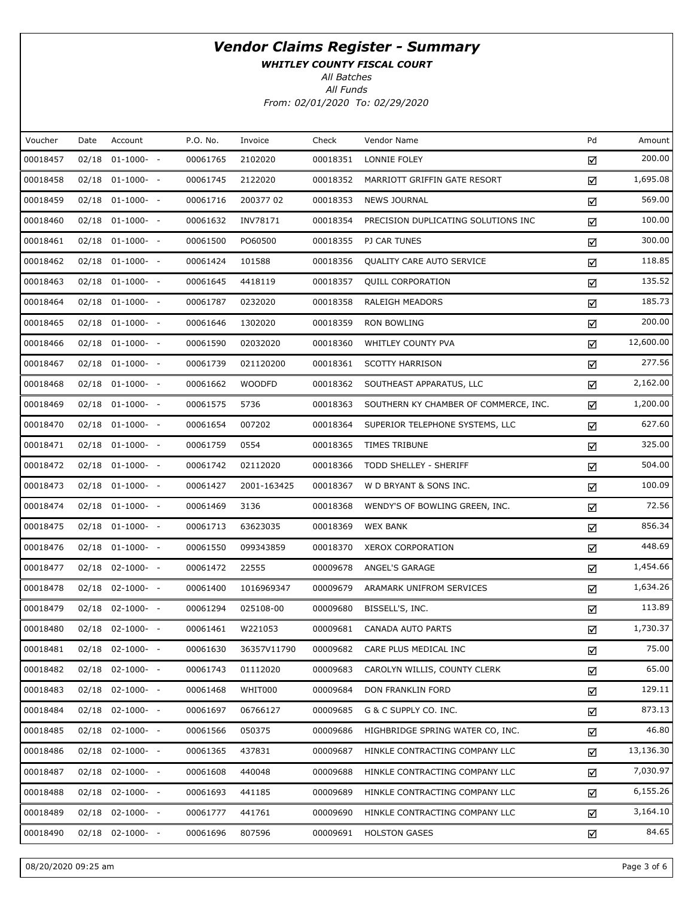# *Vendor Claims Register - Summary*

***WHITLEY COUNTY FISCAL COURT***

*All Batches*

*All Funds*

*From: 02/01/2020 To: 02/29/2020*

| Voucher | Date | Account | P.O. No. | Invoice | Check | Vendor Name | Pd | Amount |
|---|---|---|---|---|---|---|---|---|
| 00018457 | 02/18 | 01-1000- - | 00061765 | 2102020 | 00018351 | LONNIE FOLEY | ☑ | 200.00 |
| 00018458 | 02/18 | 01-1000- - | 00061745 | 2122020 | 00018352 | MARRIOTT GRIFFIN GATE RESORT | ☑ | 1,695.08 |
| 00018459 | 02/18 | 01-1000- - | 00061716 | 200377 02 | 00018353 | NEWS JOURNAL | ☑ | 569.00 |
| 00018460 | 02/18 | 01-1000- - | 00061632 | INV78171 | 00018354 | PRECISION DUPLICATING SOLUTIONS INC | ☑ | 100.00 |
| 00018461 | 02/18 | 01-1000- - | 00061500 | PO60500 | 00018355 | PJ CAR TUNES | ☑ | 300.00 |
| 00018462 | 02/18 | 01-1000- - | 00061424 | 101588 | 00018356 | QUALITY CARE AUTO SERVICE | ☑ | 118.85 |
| 00018463 | 02/18 | 01-1000- - | 00061645 | 4418119 | 00018357 | QUILL CORPORATION | ☑ | 135.52 |
| 00018464 | 02/18 | 01-1000- - | 00061787 | 0232020 | 00018358 | RALEIGH MEADORS | ☑ | 185.73 |
| 00018465 | 02/18 | 01-1000- - | 00061646 | 1302020 | 00018359 | RON BOWLING | ☑ | 200.00 |
| 00018466 | 02/18 | 01-1000- - | 00061590 | 02032020 | 00018360 | WHITLEY COUNTY PVA | ☑ | 12,600.00 |
| 00018467 | 02/18 | 01-1000- - | 00061739 | 021120200 | 00018361 | SCOTTY HARRISON | ☑ | 277.56 |
| 00018468 | 02/18 | 01-1000- - | 00061662 | WOODFD | 00018362 | SOUTHEAST APPARATUS, LLC | ☑ | 2,162.00 |
| 00018469 | 02/18 | 01-1000- - | 00061575 | 5736 | 00018363 | SOUTHERN KY CHAMBER OF COMMERCE, INC. | ☑ | 1,200.00 |
| 00018470 | 02/18 | 01-1000- - | 00061654 | 007202 | 00018364 | SUPERIOR TELEPHONE SYSTEMS, LLC | ☑ | 627.60 |
| 00018471 | 02/18 | 01-1000- - | 00061759 | 0554 | 00018365 | TIMES TRIBUNE | ☑ | 325.00 |
| 00018472 | 02/18 | 01-1000- - | 00061742 | 02112020 | 00018366 | TODD SHELLEY - SHERIFF | ☑ | 504.00 |
| 00018473 | 02/18 | 01-1000- - | 00061427 | 2001-163425 | 00018367 | W D BRYANT & SONS INC. | ☑ | 100.09 |
| 00018474 | 02/18 | 01-1000- - | 00061469 | 3136 | 00018368 | WENDY'S OF BOWLING GREEN, INC. | ☑ | 72.56 |
| 00018475 | 02/18 | 01-1000- - | 00061713 | 63623035 | 00018369 | WEX BANK | ☑ | 856.34 |
| 00018476 | 02/18 | 01-1000- - | 00061550 | 099343859 | 00018370 | XEROX CORPORATION | ☑ | 448.69 |
| 00018477 | 02/18 | 02-1000- - | 00061472 | 22555 | 00009678 | ANGEL'S GARAGE | ☑ | 1,454.66 |
| 00018478 | 02/18 | 02-1000- - | 00061400 | 1016969347 | 00009679 | ARAMARK UNIFROM SERVICES | ☑ | 1,634.26 |
| 00018479 | 02/18 | 02-1000- - | 00061294 | 025108-00 | 00009680 | BISSELL'S, INC. | ☑ | 113.89 |
| 00018480 | 02/18 | 02-1000- - | 00061461 | W221053 | 00009681 | CANADA AUTO PARTS | ☑ | 1,730.37 |
| 00018481 | 02/18 | 02-1000- - | 00061630 | 36357V11790 | 00009682 | CARE PLUS MEDICAL INC | ☑ | 75.00 |
| 00018482 | 02/18 | 02-1000- - | 00061743 | 01112020 | 00009683 | CAROLYN WILLIS, COUNTY CLERK | ☑ | 65.00 |
| 00018483 | 02/18 | 02-1000- - | 00061468 | WHIT000 | 00009684 | DON FRANKLIN FORD | ☑ | 129.11 |
| 00018484 | 02/18 | 02-1000- - | 00061697 | 06766127 | 00009685 | G & C SUPPLY CO. INC. | ☑ | 873.13 |
| 00018485 | 02/18 | 02-1000- - | 00061566 | 050375 | 00009686 | HIGHBRIDGE SPRING WATER CO, INC. | ☑ | 46.80 |
| 00018486 | 02/18 | 02-1000- - | 00061365 | 437831 | 00009687 | HINKLE CONTRACTING COMPANY LLC | ☑ | 13,136.30 |
| 00018487 | 02/18 | 02-1000- - | 00061608 | 440048 | 00009688 | HINKLE CONTRACTING COMPANY LLC | ☑ | 7,030.97 |
| 00018488 | 02/18 | 02-1000- - | 00061693 | 441185 | 00009689 | HINKLE CONTRACTING COMPANY LLC | ☑ | 6,155.26 |
| 00018489 | 02/18 | 02-1000- - | 00061777 | 441761 | 00009690 | HINKLE CONTRACTING COMPANY LLC | ☑ | 3,164.10 |
| 00018490 | 02/18 | 02-1000- - | 00061696 | 807596 | 00009691 | HOLSTON GASES | ☑ | 84.65 |

08/20/2020 09:25 am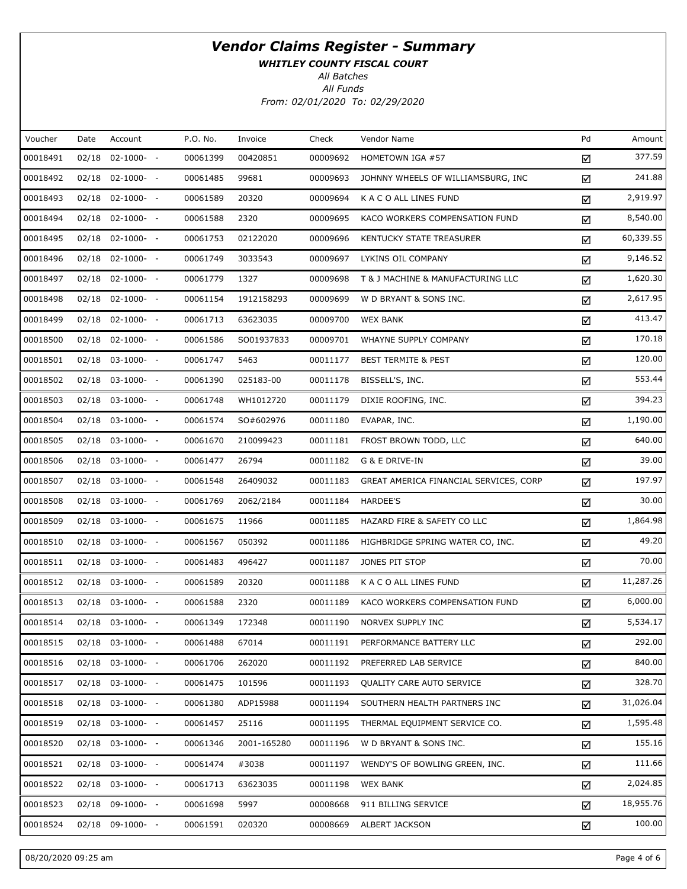# Vendor Claims Register - Summary

***WHITLEY COUNTY FISCAL COURT***

*All Batches*

*All Funds*

*From: 02/01/2020 To: 02/29/2020*

| Voucher | Date | Account | P.O. No. | Invoice | Check | Vendor Name | Pd | Amount |
|---|---|---|---|---|---|---|---|---|
| 00018491 | 02/18 | 02-1000- - | 00061399 | 00420851 | 00009692 | HOMETOWN IGA #57 | ☑ | 377.59 |
| 00018492 | 02/18 | 02-1000- - | 00061485 | 99681 | 00009693 | JOHNNY WHEELS OF WILLIAMSBURG, INC | ☑ | 241.88 |
| 00018493 | 02/18 | 02-1000- - | 00061589 | 20320 | 00009694 | K A C O ALL LINES FUND | ☑ | 2,919.97 |
| 00018494 | 02/18 | 02-1000- - | 00061588 | 2320 | 00009695 | KACO WORKERS COMPENSATION FUND | ☑ | 8,540.00 |
| 00018495 | 02/18 | 02-1000- - | 00061753 | 02122020 | 00009696 | KENTUCKY STATE TREASURER | ☑ | 60,339.55 |
| 00018496 | 02/18 | 02-1000- - | 00061749 | 3033543 | 00009697 | LYKINS OIL COMPANY | ☑ | 9,146.52 |
| 00018497 | 02/18 | 02-1000- - | 00061779 | 1327 | 00009698 | T & J MACHINE & MANUFACTURING LLC | ☑ | 1,620.30 |
| 00018498 | 02/18 | 02-1000- - | 00061154 | 1912158293 | 00009699 | W D BRYANT & SONS INC. | ☑ | 2,617.95 |
| 00018499 | 02/18 | 02-1000- - | 00061713 | 63623035 | 00009700 | WEX BANK | ☑ | 413.47 |
| 00018500 | 02/18 | 02-1000- - | 00061586 | SO01937833 | 00009701 | WHAYNE SUPPLY COMPANY | ☑ | 170.18 |
| 00018501 | 02/18 | 03-1000- - | 00061747 | 5463 | 00011177 | BEST TERMITE & PEST | ☑ | 120.00 |
| 00018502 | 02/18 | 03-1000- - | 00061390 | 025183-00 | 00011178 | BISSELL'S, INC. | ☑ | 553.44 |
| 00018503 | 02/18 | 03-1000- - | 00061748 | WH1012720 | 00011179 | DIXIE ROOFING, INC. | ☑ | 394.23 |
| 00018504 | 02/18 | 03-1000- - | 00061574 | SO#602976 | 00011180 | EVAPAR, INC. | ☑ | 1,190.00 |
| 00018505 | 02/18 | 03-1000- - | 00061670 | 210099423 | 00011181 | FROST BROWN TODD, LLC | ☑ | 640.00 |
| 00018506 | 02/18 | 03-1000- - | 00061477 | 26794 | 00011182 | G & E DRIVE-IN | ☑ | 39.00 |
| 00018507 | 02/18 | 03-1000- - | 00061548 | 26409032 | 00011183 | GREAT AMERICA FINANCIAL SERVICES, CORP | ☑ | 197.97 |
| 00018508 | 02/18 | 03-1000- - | 00061769 | 2062/2184 | 00011184 | HARDEE'S | ☑ | 30.00 |
| 00018509 | 02/18 | 03-1000- - | 00061675 | 11966 | 00011185 | HAZARD FIRE & SAFETY CO LLC | ☑ | 1,864.98 |
| 00018510 | 02/18 | 03-1000- - | 00061567 | 050392 | 00011186 | HIGHBRIDGE SPRING WATER CO, INC. | ☑ | 49.20 |
| 00018511 | 02/18 | 03-1000- - | 00061483 | 496427 | 00011187 | JONES PIT STOP | ☑ | 70.00 |
| 00018512 | 02/18 | 03-1000- - | 00061589 | 20320 | 00011188 | K A C O ALL LINES FUND | ☑ | 11,287.26 |
| 00018513 | 02/18 | 03-1000- - | 00061588 | 2320 | 00011189 | KACO WORKERS COMPENSATION FUND | ☑ | 6,000.00 |
| 00018514 | 02/18 | 03-1000- - | 00061349 | 172348 | 00011190 | NORVEX SUPPLY INC | ☑ | 5,534.17 |
| 00018515 | 02/18 | 03-1000- - | 00061488 | 67014 | 00011191 | PERFORMANCE BATTERY LLC | ☑ | 292.00 |
| 00018516 | 02/18 | 03-1000- - | 00061706 | 262020 | 00011192 | PREFERRED LAB SERVICE | ☑ | 840.00 |
| 00018517 | 02/18 | 03-1000- - | 00061475 | 101596 | 00011193 | QUALITY CARE AUTO SERVICE | ☑ | 328.70 |
| 00018518 | 02/18 | 03-1000- - | 00061380 | ADP15988 | 00011194 | SOUTHERN HEALTH PARTNERS INC | ☑ | 31,026.04 |
| 00018519 | 02/18 | 03-1000- - | 00061457 | 25116 | 00011195 | THERMAL EQUIPMENT SERVICE CO. | ☑ | 1,595.48 |
| 00018520 | 02/18 | 03-1000- - | 00061346 | 2001-165280 | 00011196 | W D BRYANT & SONS INC. | ☑ | 155.16 |
| 00018521 | 02/18 | 03-1000- - | 00061474 | #3038 | 00011197 | WENDY'S OF BOWLING GREEN, INC. | ☑ | 111.66 |
| 00018522 | 02/18 | 03-1000- - | 00061713 | 63623035 | 00011198 | WEX BANK | ☑ | 2,024.85 |
| 00018523 | 02/18 | 09-1000- - | 00061698 | 5997 | 00008668 | 911 BILLING SERVICE | ☑ | 18,955.76 |
| 00018524 | 02/18 | 09-1000- - | 00061591 | 020320 | 00008669 | ALBERT JACKSON | ☑ | 100.00 |

08/20/2020 09:25 am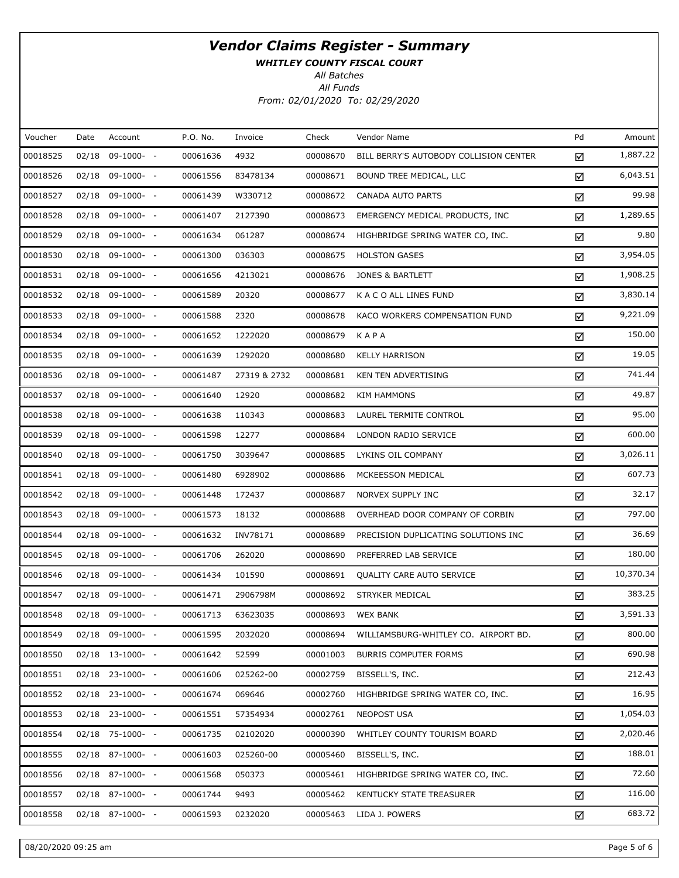# Vendor Claims Register - Summary

***WHITLEY COUNTY FISCAL COURT***

*All Batches*

*All Funds*

*From: 02/01/2020 To: 02/29/2020*

| Voucher | Date | Account | P.O. No. | Invoice | Check | Vendor Name | Pd | Amount |
|---|---|---|---|---|---|---|---|---|
| 00018525 | 02/18 | 09-1000- - | 00061636 | 4932 | 00008670 | BILL BERRY'S AUTOBODY COLLISION CENTER | ☑ | 1,887.22 |
| 00018526 | 02/18 | 09-1000- - | 00061556 | 83478134 | 00008671 | BOUND TREE MEDICAL, LLC | ☑ | 6,043.51 |
| 00018527 | 02/18 | 09-1000- - | 00061439 | W330712 | 00008672 | CANADA AUTO PARTS | ☑ | 99.98 |
| 00018528 | 02/18 | 09-1000- - | 00061407 | 2127390 | 00008673 | EMERGENCY MEDICAL PRODUCTS, INC | ☑ | 1,289.65 |
| 00018529 | 02/18 | 09-1000- - | 00061634 | 061287 | 00008674 | HIGHBRIDGE SPRING WATER CO, INC. | ☑ | 9.80 |
| 00018530 | 02/18 | 09-1000- - | 00061300 | 036303 | 00008675 | HOLSTON GASES | ☑ | 3,954.05 |
| 00018531 | 02/18 | 09-1000- - | 00061656 | 4213021 | 00008676 | JONES & BARTLETT | ☑ | 1,908.25 |
| 00018532 | 02/18 | 09-1000- - | 00061589 | 20320 | 00008677 | K A C O ALL LINES FUND | ☑ | 3,830.14 |
| 00018533 | 02/18 | 09-1000- - | 00061588 | 2320 | 00008678 | KACO WORKERS COMPENSATION FUND | ☑ | 9,221.09 |
| 00018534 | 02/18 | 09-1000- - | 00061652 | 1222020 | 00008679 | K A P A | ☑ | 150.00 |
| 00018535 | 02/18 | 09-1000- - | 00061639 | 1292020 | 00008680 | KELLY HARRISON | ☑ | 19.05 |
| 00018536 | 02/18 | 09-1000- - | 00061487 | 27319 & 2732 | 00008681 | KEN TEN ADVERTISING | ☑ | 741.44 |
| 00018537 | 02/18 | 09-1000- - | 00061640 | 12920 | 00008682 | KIM HAMMONS | ☑ | 49.87 |
| 00018538 | 02/18 | 09-1000- - | 00061638 | 110343 | 00008683 | LAUREL TERMITE CONTROL | ☑ | 95.00 |
| 00018539 | 02/18 | 09-1000- - | 00061598 | 12277 | 00008684 | LONDON RADIO SERVICE | ☑ | 600.00 |
| 00018540 | 02/18 | 09-1000- - | 00061750 | 3039647 | 00008685 | LYKINS OIL COMPANY | ☑ | 3,026.11 |
| 00018541 | 02/18 | 09-1000- - | 00061480 | 6928902 | 00008686 | MCKEESSON MEDICAL | ☑ | 607.73 |
| 00018542 | 02/18 | 09-1000- - | 00061448 | 172437 | 00008687 | NORVEX SUPPLY INC | ☑ | 32.17 |
| 00018543 | 02/18 | 09-1000- - | 00061573 | 18132 | 00008688 | OVERHEAD DOOR COMPANY OF CORBIN | ☑ | 797.00 |
| 00018544 | 02/18 | 09-1000- - | 00061632 | INV78171 | 00008689 | PRECISION DUPLICATING SOLUTIONS INC | ☑ | 36.69 |
| 00018545 | 02/18 | 09-1000- - | 00061706 | 262020 | 00008690 | PREFERRED LAB SERVICE | ☑ | 180.00 |
| 00018546 | 02/18 | 09-1000- - | 00061434 | 101590 | 00008691 | QUALITY CARE AUTO SERVICE | ☑ | 10,370.34 |
| 00018547 | 02/18 | 09-1000- - | 00061471 | 2906798M | 00008692 | STRYKER MEDICAL | ☑ | 383.25 |
| 00018548 | 02/18 | 09-1000- - | 00061713 | 63623035 | 00008693 | WEX BANK | ☑ | 3,591.33 |
| 00018549 | 02/18 | 09-1000- - | 00061595 | 2032020 | 00008694 | WILLIAMSBURG-WHITLEY CO. AIRPORT BD. | ☑ | 800.00 |
| 00018550 | 02/18 | 13-1000- - | 00061642 | 52599 | 00001003 | BURRIS COMPUTER FORMS | ☑ | 690.98 |
| 00018551 | 02/18 | 23-1000- - | 00061606 | 025262-00 | 00002759 | BISSELL'S, INC. | ☑ | 212.43 |
| 00018552 | 02/18 | 23-1000- - | 00061674 | 069646 | 00002760 | HIGHBRIDGE SPRING WATER CO, INC. | ☑ | 16.95 |
| 00018553 | 02/18 | 23-1000- - | 00061551 | 57354934 | 00002761 | NEOPOST USA | ☑ | 1,054.03 |
| 00018554 | 02/18 | 75-1000- - | 00061735 | 02102020 | 00000390 | WHITLEY COUNTY TOURISM BOARD | ☑ | 2,020.46 |
| 00018555 | 02/18 | 87-1000- - | 00061603 | 025260-00 | 00005460 | BISSELL'S, INC. | ☑ | 188.01 |
| 00018556 | 02/18 | 87-1000- - | 00061568 | 050373 | 00005461 | HIGHBRIDGE SPRING WATER CO, INC. | ☑ | 72.60 |
| 00018557 | 02/18 | 87-1000- - | 00061744 | 9493 | 00005462 | KENTUCKY STATE TREASURER | ☑ | 116.00 |
| 00018558 | 02/18 | 87-1000- - | 00061593 | 0232020 | 00005463 | LIDA J. POWERS | ☑ | 683.72 |

08/20/2020 09:25 am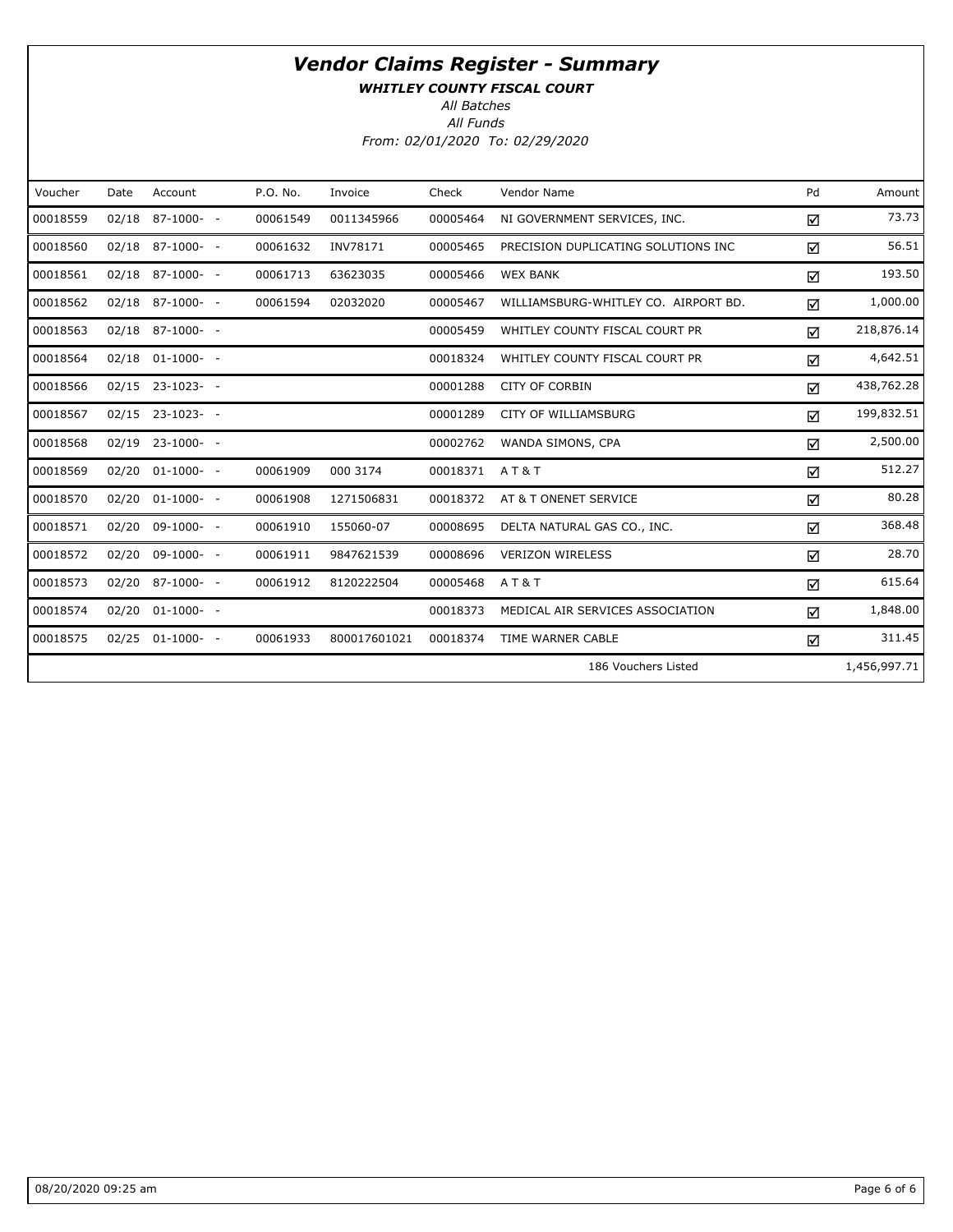# *Vendor Claims Register - Summary*

***WHITLEY COUNTY FISCAL COURT***

*All Batches*

*All Funds*

*From: 02/01/2020 To: 02/29/2020*

| Voucher | Date | Account | P.O. No. | Invoice | Check | Vendor Name | Pd | Amount |
|---|---|---|---|---|---|---|---|---|
| 00018559 | 02/18 | 87-1000- - | 00061549 | 0011345966 | 00005464 | NI GOVERNMENT SERVICES, INC. | ☑ | 73.73 |
| 00018560 | 02/18 | 87-1000- - | 00061632 | INV78171 | 00005465 | PRECISION DUPLICATING SOLUTIONS INC | ☑ | 56.51 |
| 00018561 | 02/18 | 87-1000- - | 00061713 | 63623035 | 00005466 | WEX BANK | ☑ | 193.50 |
| 00018562 | 02/18 | 87-1000- - | 00061594 | 02032020 | 00005467 | WILLIAMSBURG-WHITLEY CO. AIRPORT BD. | ☑ | 1,000.00 |
| 00018563 | 02/18 | 87-1000- - | | | 00005459 | WHITLEY COUNTY FISCAL COURT PR | ☑ | 218,876.14 |
| 00018564 | 02/18 | 01-1000- - | | | 00018324 | WHITLEY COUNTY FISCAL COURT PR | ☑ | 4,642.51 |
| 00018566 | 02/15 | 23-1023- - | | | 00001288 | CITY OF CORBIN | ☑ | 438,762.28 |
| 00018567 | 02/15 | 23-1023- - | | | 00001289 | CITY OF WILLIAMSBURG | ☑ | 199,832.51 |
| 00018568 | 02/19 | 23-1000- - | | | 00002762 | WANDA SIMONS, CPA | ☑ | 2,500.00 |
| 00018569 | 02/20 | 01-1000- - | 00061909 | 000 3174 | 00018371 | A T & T | ☑ | 512.27 |
| 00018570 | 02/20 | 01-1000- - | 00061908 | 1271506831 | 00018372 | AT & T ONENET SERVICE | ☑ | 80.28 |
| 00018571 | 02/20 | 09-1000- - | 00061910 | 155060-07 | 00008695 | DELTA NATURAL GAS CO., INC. | ☑ | 368.48 |
| 00018572 | 02/20 | 09-1000- - | 00061911 | 9847621539 | 00008696 | VERIZON WIRELESS | ☑ | 28.70 |
| 00018573 | 02/20 | 87-1000- - | 00061912 | 8120222504 | 00005468 | A T & T | ☑ | 615.64 |
| 00018574 | 02/20 | 01-1000- - | | | 00018373 | MEDICAL AIR SERVICES ASSOCIATION | ☑ | 1,848.00 |
| 00018575 | 02/25 | 01-1000- - | 00061933 | 800017601021 | 00018374 | TIME WARNER CABLE | ☑ | 311.45 |
| | | | | | | 186 Vouchers Listed | | 1,456,997.71 |

08/20/2020 09:25 am